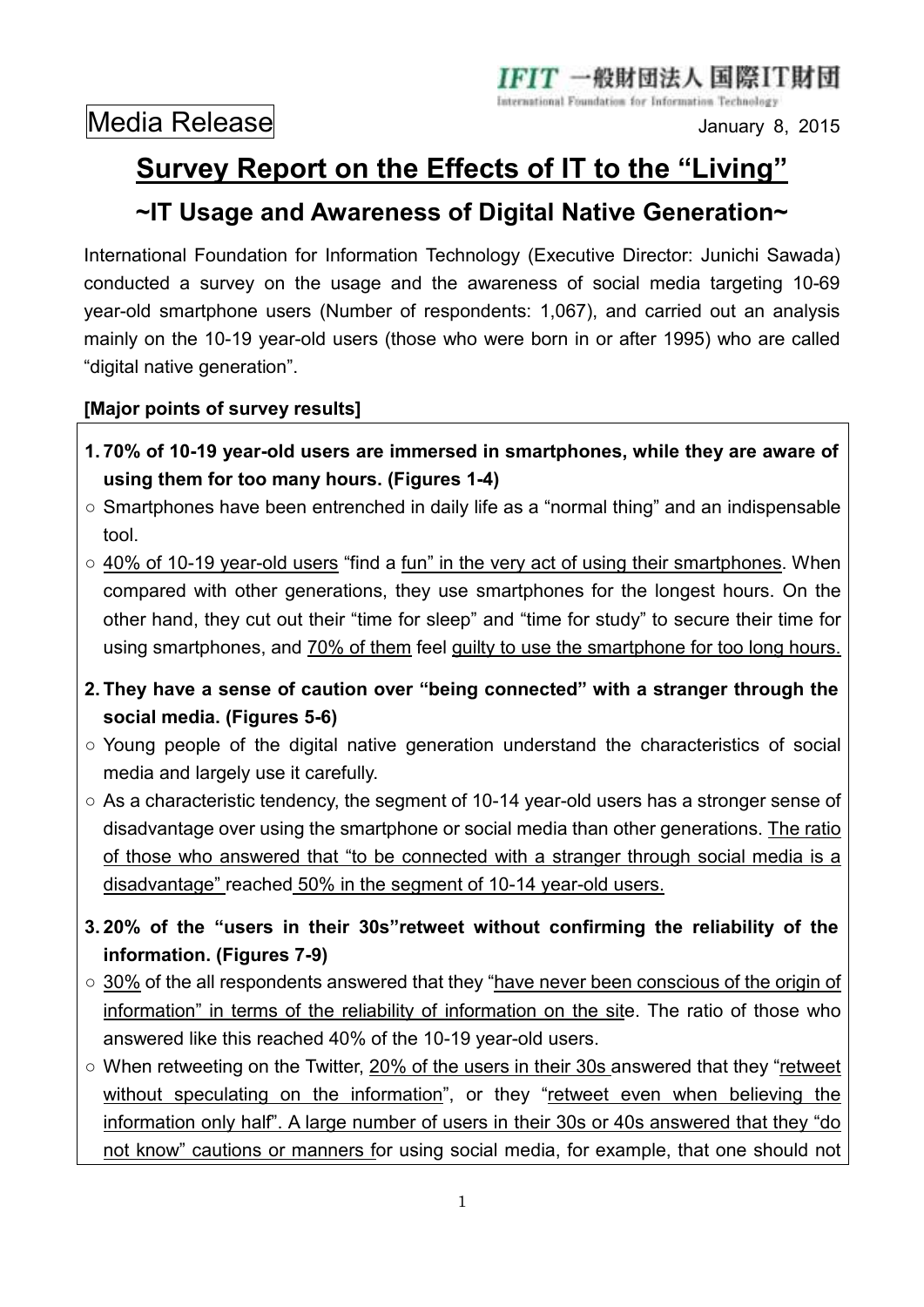IFIT 一般財団法人 国際IT財団
International Foundation for Information Technology

Media Release

January 8, 2015

# Survey Report on the Effects of IT to the "Living"

## ~IT Usage and Awareness of Digital Native Generation~

International Foundation for Information Technology (Executive Director: Junichi Sawada) conducted a survey on the usage and the awareness of social media targeting 10-69 year-old smartphone users (Number of respondents: 1,067), and carried out an analysis mainly on the 10-19 year-old users (those who were born in or after 1995) who are called "digital native generation".

**[Major points of survey results]**

**1. 70% of 10-19 year-old users are immersed in smartphones, while they are aware of using them for too many hours. (Figures 1-4)**

○ Smartphones have been entrenched in daily life as a "normal thing" and an indispensable tool.

○ 40% of 10-19 year-old users "find a fun" in the very act of using their smartphones. When compared with other generations, they use smartphones for the longest hours. On the other hand, they cut out their "time for sleep" and "time for study" to secure their time for using smartphones, and 70% of them feel guilty to use the smartphone for too long hours.

**2. They have a sense of caution over "being connected" with a stranger through the social media. (Figures 5-6)**

○ Young people of the digital native generation understand the characteristics of social media and largely use it carefully.

○ As a characteristic tendency, the segment of 10-14 year-old users has a stronger sense of disadvantage over using the smartphone or social media than other generations. The ratio of those who answered that "to be connected with a stranger through social media is a disadvantage" reached 50% in the segment of 10-14 year-old users.

**3. 20% of the "users in their 30s" retweet without confirming the reliability of the information. (Figures 7-9)**

○ 30% of the all respondents answered that they "have never been conscious of the origin of information" in terms of the reliability of information on the site. The ratio of those who answered like this reached 40% of the 10-19 year-old users.

○ When retweeting on the Twitter, 20% of the users in their 30s answered that they "retweet without speculating on the information", or they "retweet even when believing the information only half". A large number of users in their 30s or 40s answered that they "do not know" cautions or manners for using social media, for example, that one should not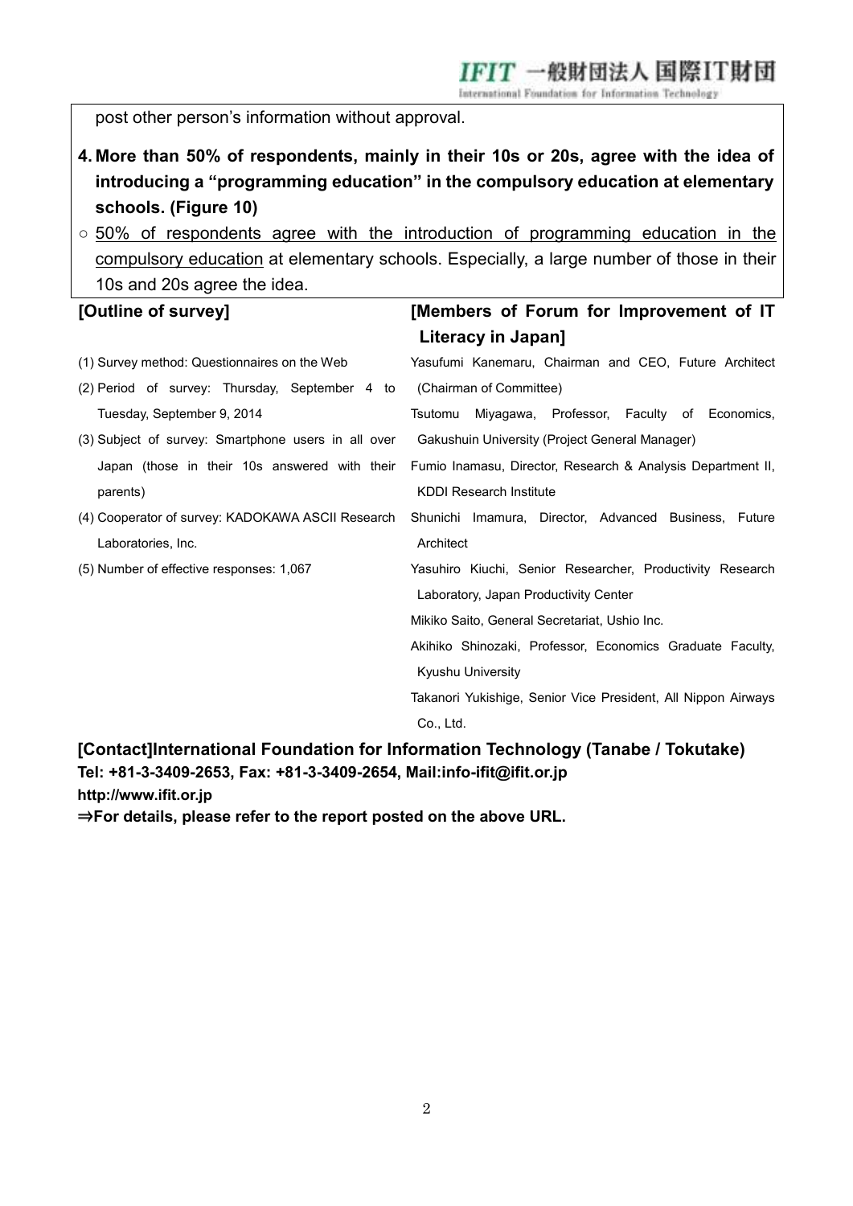post other person's information without approval.

**4. More than 50% of respondents, mainly in their 10s or 20s, agree with the idea of introducing a "programming education" in the compulsory education at elementary schools. (Figure 10)**

○ 50% of respondents agree with the introduction of programming education in the compulsory education at elementary schools. Especially, a large number of those in their 10s and 20s agree the idea.

**[Outline of survey]**

(1) Survey method: Questionnaires on the Web

(2) Period of survey: Thursday, September 4 to Tuesday, September 9, 2014

(3) Subject of survey: Smartphone users in all over Japan (those in their 10s answered with their parents)

(4) Cooperator of survey: KADOKAWA ASCII Research Laboratories, Inc.

(5) Number of effective responses: 1,067

**[Members of Forum for Improvement of IT Literacy in Japan]**

Yasufumi Kanemaru, Chairman and CEO, Future Architect (Chairman of Committee)

Tsutomu Miyagawa, Professor, Faculty of Economics, Gakushuin University (Project General Manager)

Fumio Inamasu, Director, Research & Analysis Department II, KDDI Research Institute

Shunichi Imamura, Director, Advanced Business, Future Architect

Yasuhiro Kiuchi, Senior Researcher, Productivity Research Laboratory, Japan Productivity Center

Mikiko Saito, General Secretariat, Ushio Inc.

Akihiko Shinozaki, Professor, Economics Graduate Faculty, Kyushu University

Takanori Yukishige, Senior Vice President, All Nippon Airways Co., Ltd.

**[Contact]International Foundation for Information Technology (Tanabe / Tokutake)**
**Tel: +81-3-3409-2653, Fax: +81-3-3409-2654, Mail:info-ifit@ifit.or.jp**
**http://www.ifit.or.jp**
**⇒For details, please refer to the report posted on the above URL.**